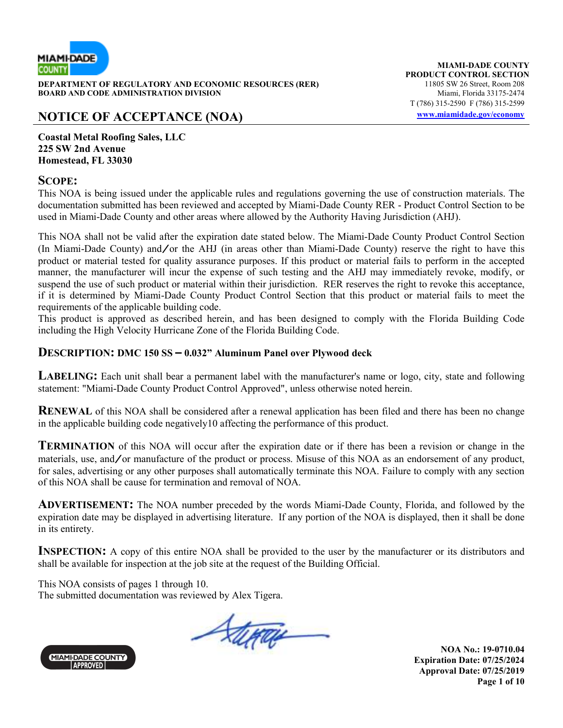**DEPARTMENT OF REGULATORY AND ECONOMIC RESOURCES (RER)**
**BOARD AND CODE ADMINISTRATION DIVISION**

**MIAMI-DADE COUNTY**
**PRODUCT CONTROL SECTION**
11805 SW 26 Street, Room 208
Miami, Florida 33175-2474
T (786) 315-2590 F (786) 315-2599
www.miamidade.gov/economy

# NOTICE OF ACCEPTANCE (NOA)

**Coastal Metal Roofing Sales, LLC**
**225 SW 2nd Avenue**
**Homestead, FL 33030**

## SCOPE:

This NOA is being issued under the applicable rules and regulations governing the use of construction materials. The documentation submitted has been reviewed and accepted by Miami-Dade County RER - Product Control Section to be used in Miami-Dade County and other areas where allowed by the Authority Having Jurisdiction (AHJ).

This NOA shall not be valid after the expiration date stated below. The Miami-Dade County Product Control Section (In Miami-Dade County) and/or the AHJ (in areas other than Miami-Dade County) reserve the right to have this product or material tested for quality assurance purposes. If this product or material fails to perform in the accepted manner, the manufacturer will incur the expense of such testing and the AHJ may immediately revoke, modify, or suspend the use of such product or material within their jurisdiction. RER reserves the right to revoke this acceptance, if it is determined by Miami-Dade County Product Control Section that this product or material fails to meet the requirements of the applicable building code.
This product is approved as described herein, and has been designed to comply with the Florida Building Code including the High Velocity Hurricane Zone of the Florida Building Code.

**DESCRIPTION: DMC 150 SS – 0.032" Aluminum Panel over Plywood deck**

**LABELING:** Each unit shall bear a permanent label with the manufacturer's name or logo, city, state and following statement: "Miami-Dade County Product Control Approved", unless otherwise noted herein.

**RENEWAL** of this NOA shall be considered after a renewal application has been filed and there has been no change in the applicable building code negatively10 affecting the performance of this product.

**TERMINATION** of this NOA will occur after the expiration date or if there has been a revision or change in the materials, use, and/or manufacture of the product or process. Misuse of this NOA as an endorsement of any product, for sales, advertising or any other purposes shall automatically terminate this NOA. Failure to comply with any section of this NOA shall be cause for termination and removal of NOA.

**ADVERTISEMENT:** The NOA number preceded by the words Miami-Dade County, Florida, and followed by the expiration date may be displayed in advertising literature. If any portion of the NOA is displayed, then it shall be done in its entirety.

**INSPECTION:** A copy of this entire NOA shall be provided to the user by the manufacturer or its distributors and shall be available for inspection at the job site at the request of the Building Official.

This NOA consists of pages 1 through 10.
The submitted documentation was reviewed by Alex Tigera.

**NOA No.: 19-0710.04**
**Expiration Date: 07/25/2024**
**Approval Date: 07/25/2019**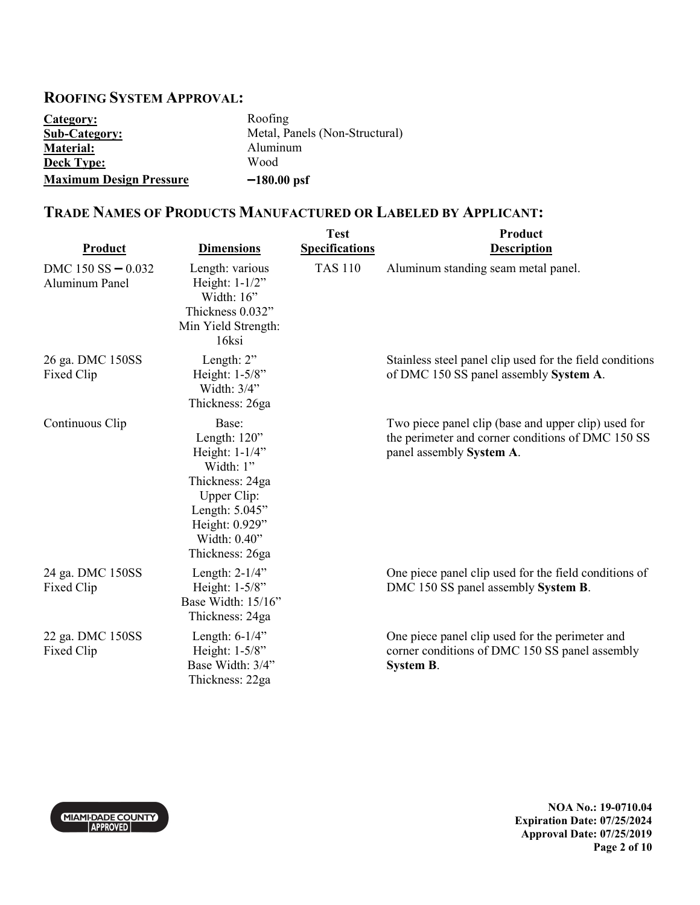## Roofing System Approval:

| | |
|---|---|
| **Category:** | Roofing |
| **Sub-Category:** | Metal, Panels (Non-Structural) |
| **Material:** | Aluminum |
| **Deck Type:** | Wood |
| **Maximum Design Pressure** | **−180.00 psf** |

## Trade Names of Products Manufactured or Labeled by Applicant:

| Product | Dimensions | Test Specifications | Product Description |
|---|---|---|---|
| DMC 150 SS – 0.032 Aluminum Panel | Length: various<br>Height: 1-1/2"<br>Width: 16"<br>Thickness 0.032"<br>Min Yield Strength: 16ksi | TAS 110 | Aluminum standing seam metal panel. |
| 26 ga. DMC 150SS Fixed Clip | Length: 2"<br>Height: 1-5/8"<br>Width: 3/4"<br>Thickness: 26ga | | Stainless steel panel clip used for the field conditions of DMC 150 SS panel assembly **System A**. |
| Continuous Clip | Base:<br>Length: 120"<br>Height: 1-1/4"<br>Width: 1"<br>Thickness: 24ga<br>Upper Clip:<br>Length: 5.045"<br>Height: 0.929"<br>Width: 0.40"<br>Thickness: 26ga | | Two piece panel clip (base and upper clip) used for the perimeter and corner conditions of DMC 150 SS panel assembly **System A**. |
| 24 ga. DMC 150SS Fixed Clip | Length: 2-1/4"<br>Height: 1-5/8"<br>Base Width: 15/16"<br>Thickness: 24ga | | One piece panel clip used for the field conditions of DMC 150 SS panel assembly **System B**. |
| 22 ga. DMC 150SS Fixed Clip | Length: 6-1/4"<br>Height: 1-5/8"<br>Base Width: 3/4"<br>Thickness: 22ga | | One piece panel clip used for the perimeter and corner conditions of DMC 150 SS panel assembly **System B**. |

**NOA No.: 19-0710.04**
**Expiration Date: 07/25/2024**
**Approval Date: 07/25/2019**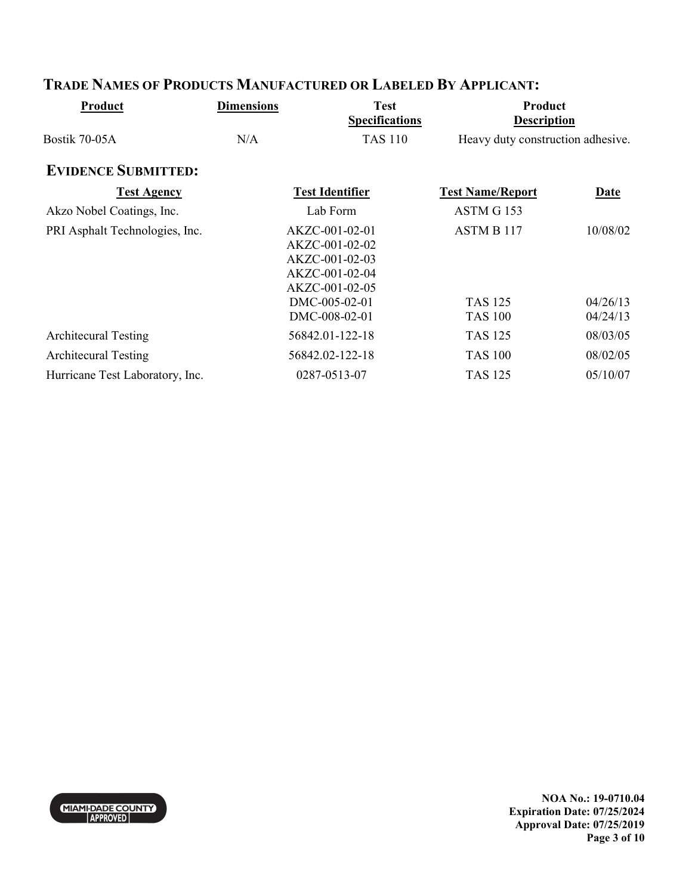## TRADE NAMES OF PRODUCTS MANUFACTURED OR LABELED BY APPLICANT:

| Product | Dimensions | Test Specifications | Product Description |
|---|---|---|---|
| Bostik 70-05A | N/A | TAS 110 | Heavy duty construction adhesive. |

## EVIDENCE SUBMITTED:

| Test Agency | Test Identifier | Test Name/Report | Date |
|---|---|---|---|
| Akzo Nobel Coatings, Inc. | Lab Form | ASTM G 153 | |
| PRI Asphalt Technologies, Inc. | AKZC-001-02-01<br>AKZC-001-02-02<br>AKZC-001-02-03<br>AKZC-001-02-04<br>AKZC-001-02-05 | ASTM B 117 | 10/08/02 |
| | DMC-005-02-01 | TAS 125 | 04/26/13 |
| | DMC-008-02-01 | TAS 100 | 04/24/13 |
| Architecural Testing | 56842.01-122-18 | TAS 125 | 08/03/05 |
| Architecural Testing | 56842.02-122-18 | TAS 100 | 08/02/05 |
| Hurricane Test Laboratory, Inc. | 0287-0513-07 | TAS 125 | 05/10/07 |

MIAMI-DADE COUNTY APPROVED

**NOA No.: 19-0710.04**
**Expiration Date: 07/25/2024**
**Approval Date: 07/25/2019**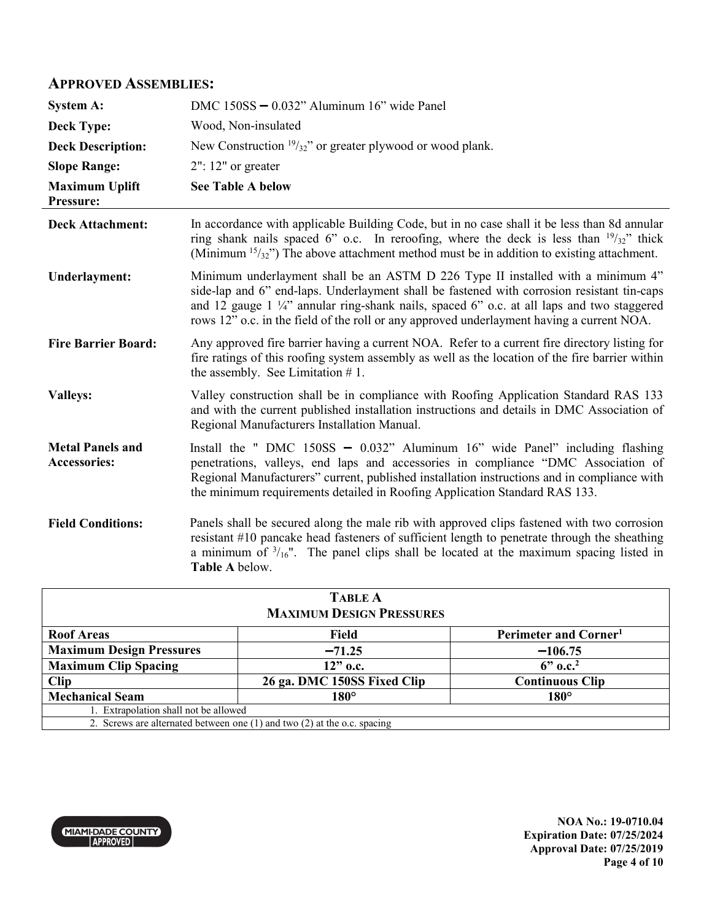## APPROVED ASSEMBLIES:

| | |
|---|---|
| **System A:** | DMC 150SS – 0.032" Aluminum 16" wide Panel |
| **Deck Type:** | Wood, Non-insulated |
| **Deck Description:** | New Construction $^{19}/_{32}$" or greater plywood or wood plank. |
| **Slope Range:** | 2": 12" or greater |
| **Maximum Uplift Pressure:** | **See Table A below** |

**Deck Attachment:** In accordance with applicable Building Code, but in no case shall it be less than 8d annular ring shank nails spaced 6" o.c. In reroofing, where the deck is less than $^{19}/_{32}$" thick (Minimum $^{15}/_{32}$") The above attachment method must be in addition to existing attachment.

**Underlayment:** Minimum underlayment shall be an ASTM D 226 Type II installed with a minimum 4" side-lap and 6" end-laps. Underlayment shall be fastened with corrosion resistant tin-caps and 12 gauge 1 ¼" annular ring-shank nails, spaced 6" o.c. at all laps and two staggered rows 12" o.c. in the field of the roll or any approved underlayment having a current NOA.

**Fire Barrier Board:** Any approved fire barrier having a current NOA. Refer to a current fire directory listing for fire ratings of this roofing system assembly as well as the location of the fire barrier within the assembly. See Limitation # 1.

**Valleys:** Valley construction shall be in compliance with Roofing Application Standard RAS 133 and with the current published installation instructions and details in DMC Association of Regional Manufacturers Installation Manual.

**Metal Panels and Accessories:** Install the " DMC 150SS – 0.032" Aluminum 16" wide Panel" including flashing penetrations, valleys, end laps and accessories in compliance "DMC Association of Regional Manufacturers" current, published installation instructions and in compliance with the minimum requirements detailed in Roofing Application Standard RAS 133.

**Field Conditions:** Panels shall be secured along the male rib with approved clips fastened with two corrosion resistant #10 pancake head fasteners of sufficient length to penetrate through the sheathing a minimum of $^{3}/_{16}$". The panel clips shall be located at the maximum spacing listed in **Table A** below.

**TABLE A**
**MAXIMUM DESIGN PRESSURES**

| Roof Areas | Field | Perimeter and Corner[1] |
|---|---|---|
| **Maximum Design Pressures** | **−71.25** | **−106.75** |
| **Maximum Clip Spacing** | **12" o.c.** | **6" o.c.[2]** |
| **Clip** | **26 ga. DMC 150SS Fixed Clip** | **Continuous Clip** |
| **Mechanical Seam** | **180°** | **180°** |

1. Extrapolation shall not be allowed
2. Screws are alternated between one (1) and two (2) at the o.c. spacing

NOA No.: 19-0710.04
Expiration Date: 07/25/2024
Approval Date: 07/25/2019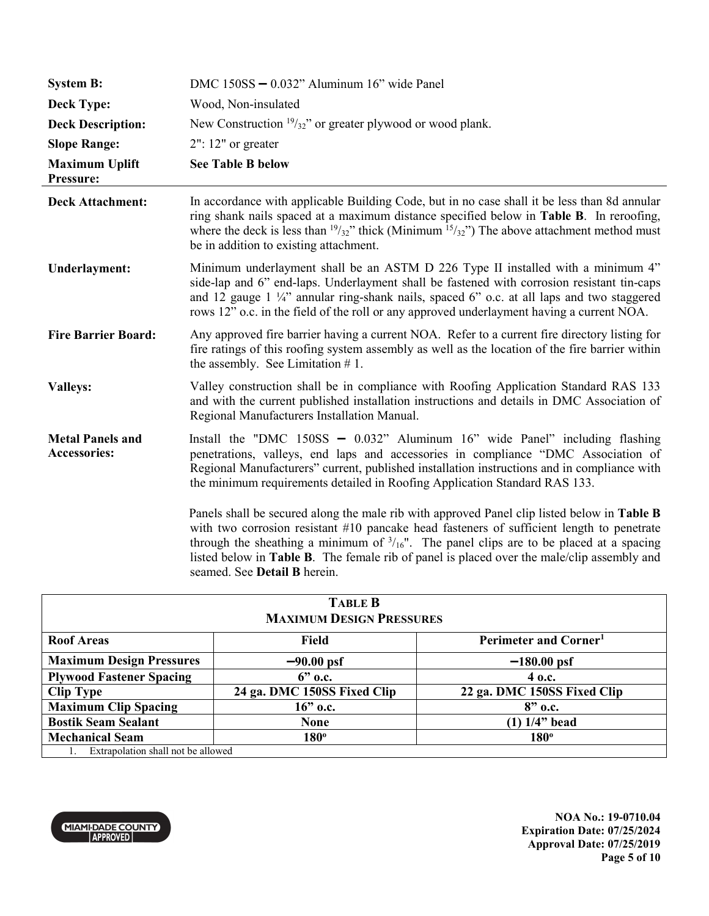**System B:** DMC 150SS – 0.032" Aluminum 16" wide Panel

**Deck Type:** Wood, Non-insulated

**Deck Description:** New Construction $^{19}/_{32}$" or greater plywood or wood plank.

**Slope Range:** 2": 12" or greater

**Maximum Uplift Pressure:** **See Table B below**

---

**Deck Attachment:** In accordance with applicable Building Code, but in no case shall it be less than 8d annular ring shank nails spaced at a maximum distance specified below in **Table B**. In reroofing, where the deck is less than $^{19}/_{32}$" thick (Minimum $^{15}/_{32}$") The above attachment method must be in addition to existing attachment.

**Underlayment:** Minimum underlayment shall be an ASTM D 226 Type II installed with a minimum 4" side-lap and 6" end-laps. Underlayment shall be fastened with corrosion resistant tin-caps and 12 gauge 1 ¼" annular ring-shank nails, spaced 6" o.c. at all laps and two staggered rows 12" o.c. in the field of the roll or any approved underlayment having a current NOA.

**Fire Barrier Board:** Any approved fire barrier having a current NOA. Refer to a current fire directory listing for fire ratings of this roofing system assembly as well as the location of the fire barrier within the assembly. See Limitation # 1.

**Valleys:** Valley construction shall be in compliance with Roofing Application Standard RAS 133 and with the current published installation instructions and details in DMC Association of Regional Manufacturers Installation Manual.

**Metal Panels and Accessories:** Install the "DMC 150SS – 0.032" Aluminum 16" wide Panel" including flashing penetrations, valleys, end laps and accessories in compliance "DMC Association of Regional Manufacturers" current, published installation instructions and in compliance with the minimum requirements detailed in Roofing Application Standard RAS 133.

Panels shall be secured along the male rib with approved Panel clip listed below in **Table B** with two corrosion resistant #10 pancake head fasteners of sufficient length to penetrate through the sheathing a minimum of $^{3}/_{16}$". The panel clips are to be placed at a spacing listed below in **Table B**. The female rib of panel is placed over the male/clip assembly and seamed. See **Detail B** herein.

**TABLE B**
**MAXIMUM DESIGN PRESSURES**

| Roof Areas | Field | Perimeter and Corner[1] |
|---|---|---|
| **Maximum Design Pressures** | **–90.00 psf** | **–180.00 psf** |
| **Plywood Fastener Spacing** | **6" o.c.** | **4 o.c.** |
| **Clip Type** | **24 ga. DMC 150SS Fixed Clip** | **22 ga. DMC 150SS Fixed Clip** |
| **Maximum Clip Spacing** | **16" o.c.** | **8" o.c.** |
| **Bostik Seam Sealant** | **None** | **(1) 1/4" bead** |
| **Mechanical Seam** | **180º** | **180º** |

1. Extrapolation shall not be allowed

**NOA No.: 19-0710.04**
**Expiration Date: 07/25/2024**
**Approval Date: 07/25/2019**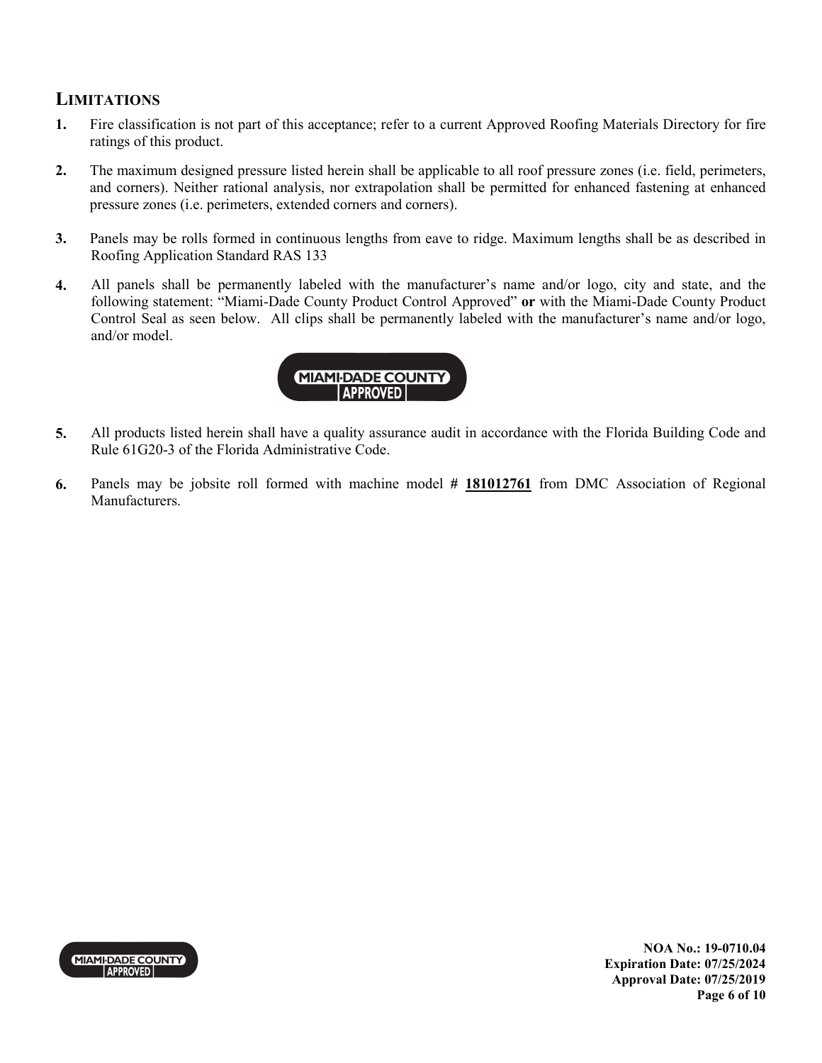## LIMITATIONS

1. Fire classification is not part of this acceptance; refer to a current Approved Roofing Materials Directory for fire ratings of this product.

2. The maximum designed pressure listed herein shall be applicable to all roof pressure zones (i.e. field, perimeters, and corners). Neither rational analysis, nor extrapolation shall be permitted for enhanced fastening at enhanced pressure zones (i.e. perimeters, extended corners and corners).

3. Panels may be rolls formed in continuous lengths from eave to ridge. Maximum lengths shall be as described in Roofing Application Standard RAS 133

4. All panels shall be permanently labeled with the manufacturer's name and/or logo, city and state, and the following statement: "Miami-Dade County Product Control Approved" **or** with the Miami-Dade County Product Control Seal as seen below. All clips shall be permanently labeled with the manufacturer's name and/or logo, and/or model.

   MIAMI-DADE COUNTY APPROVED

5. All products listed herein shall have a quality assurance audit in accordance with the Florida Building Code and Rule 61G20-3 of the Florida Administrative Code.

6. Panels may be jobsite roll formed with machine model # **181012761** from DMC Association of Regional Manufacturers.

**NOA No.: 19-0710.04**
**Expiration Date: 07/25/2024**
**Approval Date: 07/25/2019**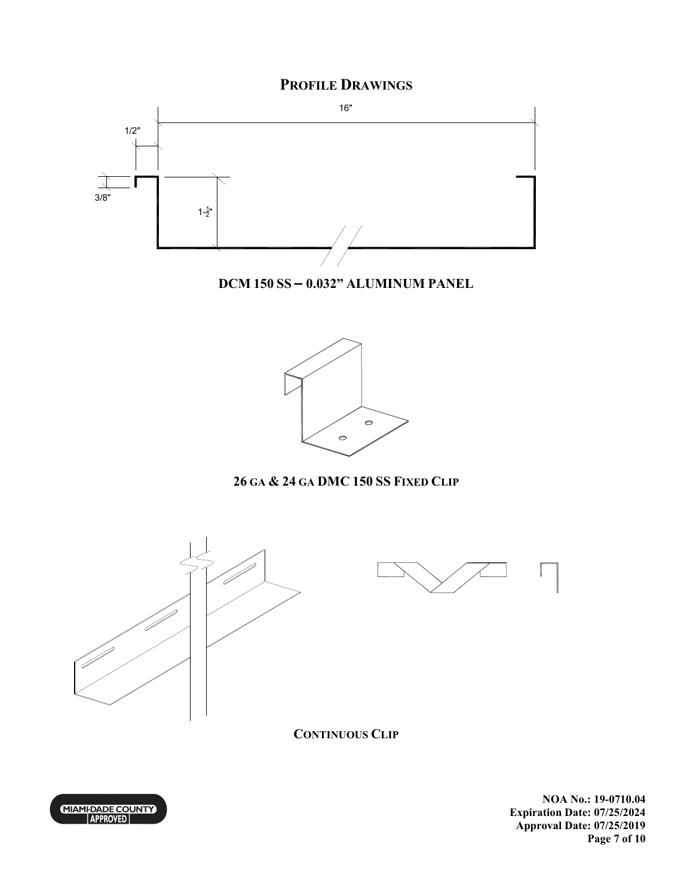# PROFILE DRAWINGS

16"

1/2"

3/8"

1-½"

**DCM 150 SS – 0.032" ALUMINUM PANEL**

**26 GA & 24 GA DMC 150 SS FIXED CLIP**

**CONTINUOUS CLIP**

**NOA No.: 19-0710.04**
**Expiration Date: 07/25/2024**
**Approval Date: 07/25/2019**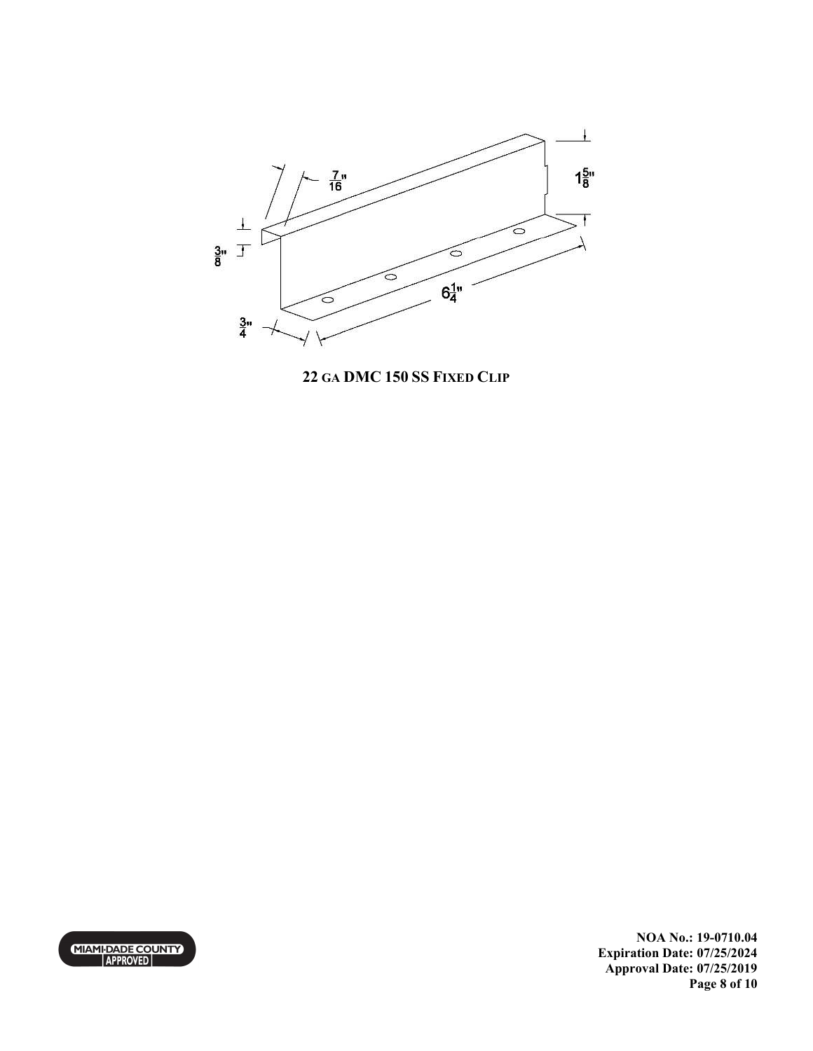7/16"

1 5/8"

3/8"

6 1/4"

3/4"

**22 GA DMC 150 SS FIXED CLIP**

NOA No.: 19-0710.04
Expiration Date: 07/25/2024
Approval Date: 07/25/2019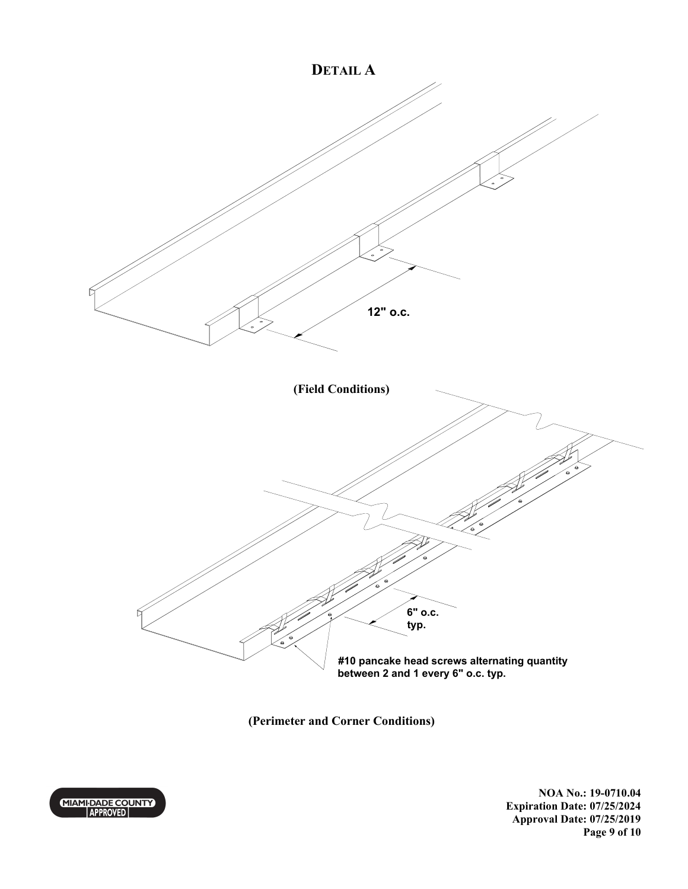# Detail A

12" o.c.

(Field Conditions)

6" o.c. typ.

#10 pancake head screws alternating quantity between 2 and 1 every 6" o.c. typ.

(Perimeter and Corner Conditions)

MIAMI-DADE COUNTY APPROVED

NOA No.: 19-0710.04
Expiration Date: 07/25/2024
Approval Date: 07/25/2019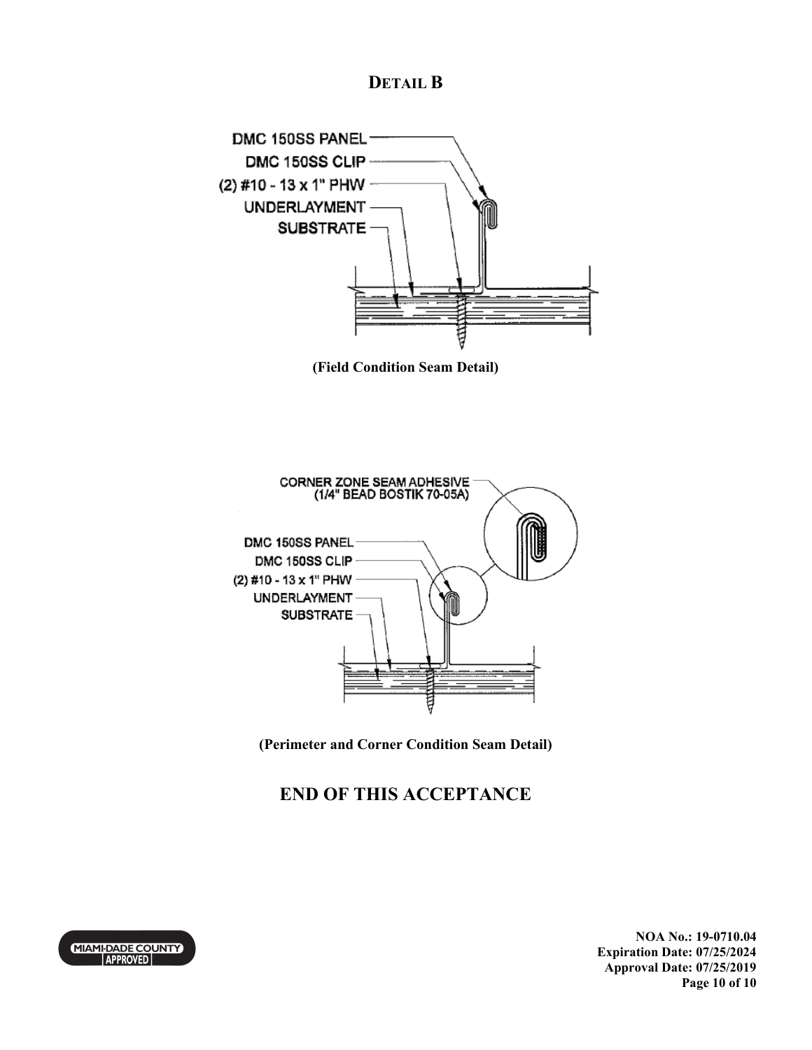## DETAIL B

DMC 150SS PANEL
DMC 150SS CLIP
(2) #10 - 13 x 1" PHW
UNDERLAYMENT
SUBSTRATE

**(Field Condition Seam Detail)**

CORNER ZONE SEAM ADHESIVE
(1/4" BEAD BOSTIK 70-05A)
DMC 150SS PANEL
DMC 150SS CLIP
(2) #10 - 13 x 1" PHW
UNDERLAYMENT
SUBSTRATE

**(Perimeter and Corner Condition Seam Detail)**

## END OF THIS ACCEPTANCE

**NOA No.: 19-0710.04**
**Expiration Date: 07/25/2024**
**Approval Date: 07/25/2019**